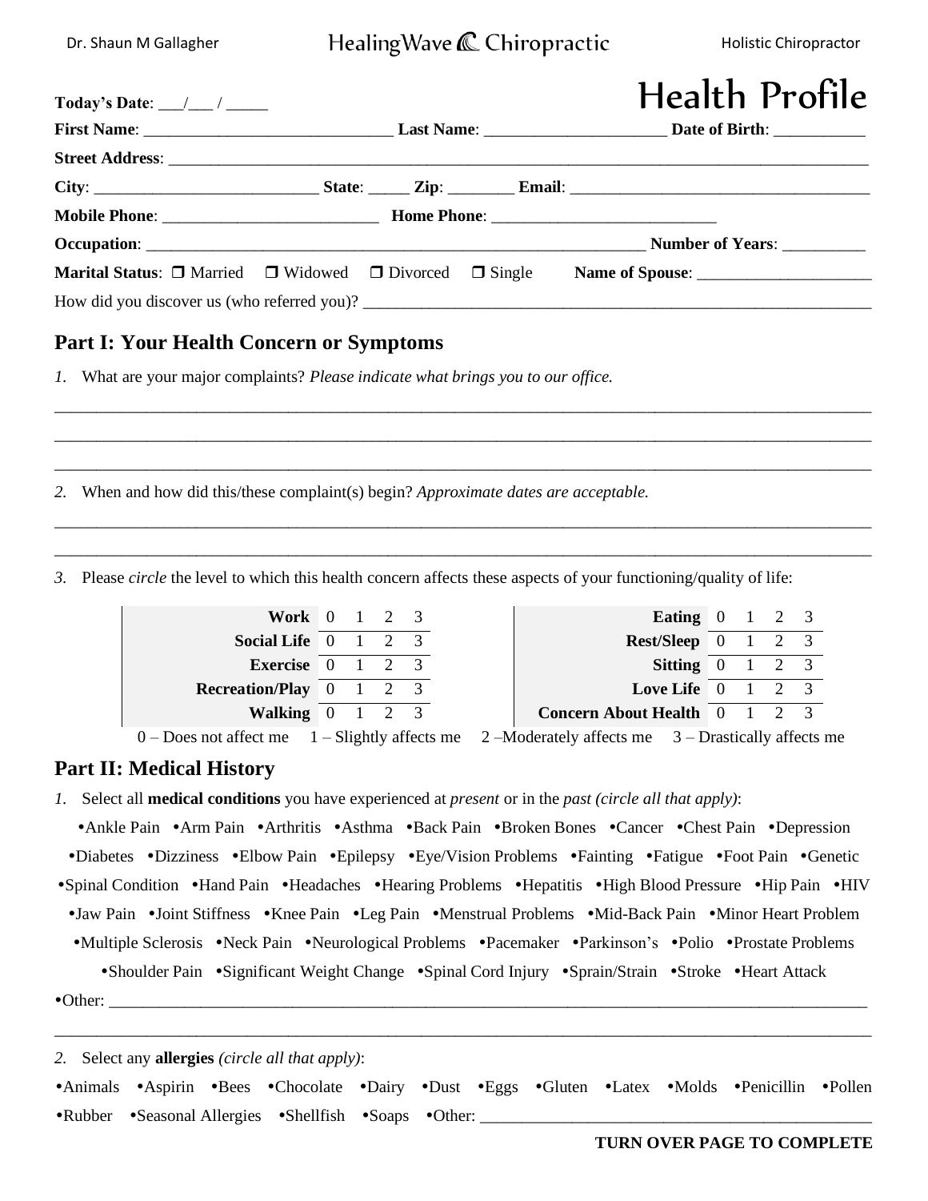Dr. Shaun M Gallagher — HealingWave Chiropractic — Holistic Chiropractor

# Health Profile

**Today's Date**: ___/___ / _____

**First Name**: ______________________________ **Last Name**: _____________________ **Date of Birth**: ___________

**Street Address**: ______________________________________________________________________________

**City**: ___________________________ **State**: _____ **Zip**: ________ **Email**: ___________________________________

**Mobile Phone**: __________________________ **Home Phone**: ___________________________

**Occupation**: ______________________________________________________________ **Number of Years**: __________

**Marital Status**: ❒ Married ❒ Widowed ❒ Divorced ❒ Single **Name of Spouse**: _____________________

How did you discover us (who referred you)? ______________________________________________________________

## Part I: Your Health Concern or Symptoms

*1.* What are your major complaints? *Please indicate what brings you to our office.*

______________________________________________________________________________________________

______________________________________________________________________________________________

______________________________________________________________________________________________

*2.* When and how did this/these complaint(s) begin? *Approximate dates are acceptable.*

______________________________________________________________________________________________

______________________________________________________________________________________________

*3.* Please *circle* the level to which this health concern affects these aspects of your functioning/quality of life:

| | | | | | | | | | |
|---|---|---|---|---|---|---|---|---|---|
| **Work** | 0 | 1 | 2 | 3 | **Eating** | 0 | 1 | 2 | 3 |
| **Social Life** | 0 | 1 | 2 | 3 | **Rest/Sleep** | 0 | 1 | 2 | 3 |
| **Exercise** | 0 | 1 | 2 | 3 | **Sitting** | 0 | 1 | 2 | 3 |
| **Recreation/Play** | 0 | 1 | 2 | 3 | **Love Life** | 0 | 1 | 2 | 3 |
| **Walking** | 0 | 1 | 2 | 3 | **Concern About Health** | 0 | 1 | 2 | 3 |

0 – Does not affect me 1 – Slightly affects me 2 –Moderately affects me 3 – Drastically affects me

## Part II: Medical History

*1.* Select all **medical conditions** you have experienced at *present* or in the *past (circle all that apply)*:

•Ankle Pain •Arm Pain •Arthritis •Asthma •Back Pain •Broken Bones •Cancer •Chest Pain •Depression •Diabetes •Dizziness •Elbow Pain •Epilepsy •Eye/Vision Problems •Fainting •Fatigue •Foot Pain •Genetic •Spinal Condition •Hand Pain •Headaches •Hearing Problems •Hepatitis •High Blood Pressure •Hip Pain •HIV •Jaw Pain •Joint Stiffness •Knee Pain •Leg Pain •Menstrual Problems •Mid-Back Pain •Minor Heart Problem •Multiple Sclerosis •Neck Pain •Neurological Problems •Pacemaker •Parkinson's •Polio •Prostate Problems •Shoulder Pain •Significant Weight Change •Spinal Cord Injury •Sprain/Strain •Stroke •Heart Attack

•Other: ______________________________________________________________________________________

______________________________________________________________________________________________

*2.* Select any **allergies** *(circle all that apply)*:

•Animals •Aspirin •Bees •Chocolate •Dairy •Dust •Eggs •Gluten •Latex •Molds •Penicillin •Pollen •Rubber •Seasonal Allergies •Shellfish •Soaps •Other: _____________________________________________

**TURN OVER PAGE TO COMPLETE**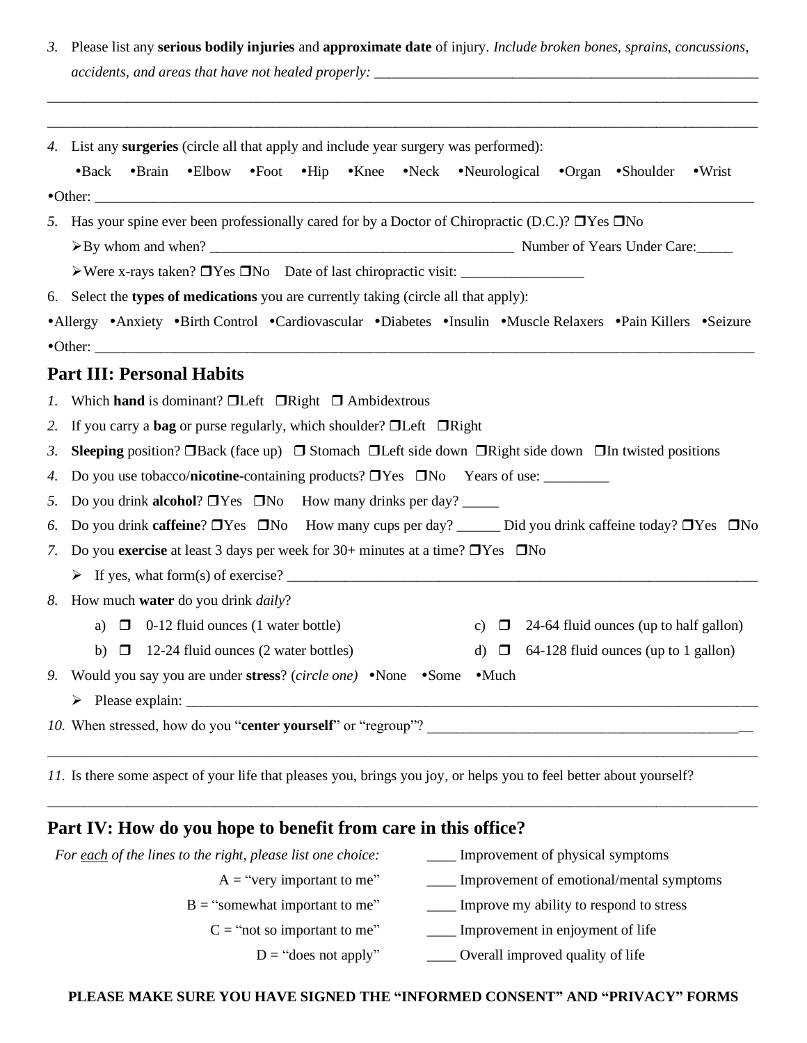3. Please list any **serious bodily injuries** and **approximate date** of injury. *Include broken bones, sprains, concussions, accidents, and areas that have not healed properly:* ______________________________________________________

_____________________________________________________________________________________________

_____________________________________________________________________________________________

4. List any **surgeries** (circle all that apply and include year surgery was performed):

   •Back •Brain •Elbow •Foot •Hip •Knee •Neck •Neurological •Organ •Shoulder •Wrist

•Other: _____________________________________________________________________________________

5. Has your spine ever been professionally cared for by a Doctor of Chiropractic (D.C.)? ❒Yes ❒No

   ➢By whom and when? __________________________________________ Number of Years Under Care:_____

   ➢Were x-rays taken? ❒Yes ❒No Date of last chiropractic visit: _________________

6. Select the **types of medications** you are currently taking (circle all that apply):

•Allergy •Anxiety •Birth Control •Cardiovascular •Diabetes •Insulin •Muscle Relaxers •Pain Killers •Seizure

•Other: _____________________________________________________________________________________

## Part III: Personal Habits

1. Which **hand** is dominant? ❒Left ❒Right ❒ Ambidextrous
2. If you carry a **bag** or purse regularly, which shoulder? ❒Left ❒Right
3. **Sleeping** position? ❒Back (face up) ❒ Stomach ❒Left side down ❒Right side down ❒In twisted positions
4. Do you use tobacco/**nicotine**-containing products? ❒Yes ❒No Years of use: _________
5. Do you drink **alcohol**? ❒Yes ❒No How many drinks per day? _____
6. Do you drink **caffeine**? ❒Yes ❒No How many cups per day? ______ Did you drink caffeine today? ❒Yes ❒No
7. Do you **exercise** at least 3 days per week for 30+ minutes at a time? ❒Yes ❒No
   - ➢ If yes, what form(s) of exercise? ___________________________________________________________
8. How much **water** do you drink *daily*?
   - a) ❒ 0-12 fluid ounces (1 water bottle)
   - b) ❒ 12-24 fluid ounces (2 water bottles)
   - c) ❒ 24-64 fluid ounces (up to half gallon)
   - d) ❒ 64-128 fluid ounces (up to 1 gallon)
9. Would you say you are under **stress**? (*circle one*) •None •Some •Much
   - ➢ Please explain: ________________________________________________________________________
10. When stressed, how do you "**center yourself**" or "regroup"? _____________________________________________

_____________________________________________________________________________________________

11. Is there some aspect of your life that pleases you, brings you joy, or helps you to feel better about yourself?

_____________________________________________________________________________________________

## Part IV: How do you hope to benefit from care in this office?

*For each of the lines to the right, please list one choice:*

A = "very important to me"

B = "somewhat important to me"

C = "not so important to me"

D = "does not apply"

____ Improvement of physical symptoms

____ Improvement of emotional/mental symptoms

____ Improve my ability to respond to stress

____ Improvement in enjoyment of life

____ Overall improved quality of life

**PLEASE MAKE SURE YOU HAVE SIGNED THE "INFORMED CONSENT" AND "PRIVACY" FORMS**